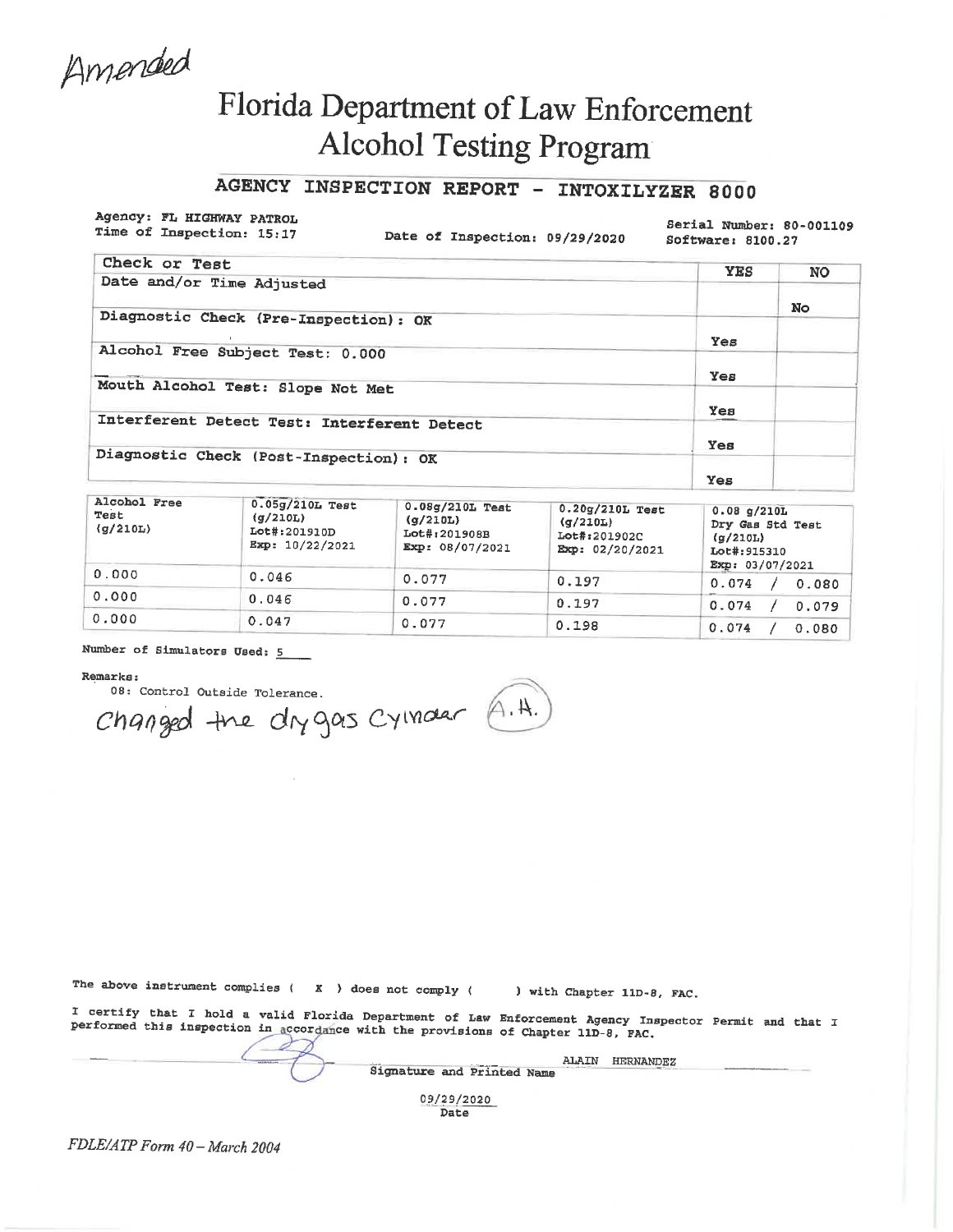Amended

# Florida Department of Law Enforcement
# Alcohol Testing Program

## AGENCY INSPECTION REPORT - INTOXILYZER 8000

Agency: FL HIGHWAY PATROL
Time of Inspection: 15:17

Date of Inspection: 09/29/2020

Serial Number: 80-001109
Software: 8100.27

| Check or Test | YES | NO |
| --- | --- | --- |
| Date and/or Time Adjusted | | No |
| Diagnostic Check (Pre-Inspection): OK | Yes | |
| Alcohol Free Subject Test: 0.000 | Yes | |
| Mouth Alcohol Test: Slope Not Met | Yes | |
| Interferent Detect Test: Interferent Detect | Yes | |
| Diagnostic Check (Post-Inspection): OK | Yes | |

| Alcohol Free Test (g/210L) | 0.05g/210L Test (g/210L) Lot#:201910D Exp: 10/22/2021 | 0.08g/210L Test (g/210L) Lot#:201908B Exp: 08/07/2021 | 0.20g/210L Test (g/210L) Lot#:201902C Exp: 02/20/2021 | 0.08 g/210L Dry Gas Std Test (g/210L) Lot#:915310 Exp: 03/07/2021 |
| --- | --- | --- | --- | --- |
| 0.000 | 0.046 | 0.077 | 0.197 | 0.074 / 0.080 |
| 0.000 | 0.046 | 0.077 | 0.197 | 0.074 / 0.079 |
| 0.000 | 0.047 | 0.077 | 0.198 | 0.074 / 0.080 |

Number of Simulators Used: 5

Remarks:
08: Control Outside Tolerance.
Changed the dry gas Cylinder (A.H.)

The above instrument complies ( X ) does not comply ( ) with Chapter 11D-8, FAC.

I certify that I hold a valid Florida Department of Law Enforcement Agency Inspector Permit and that I performed this inspection in accordance with the provisions of Chapter 11D-8, FAC.

ALAIN HERNANDEZ
Signature and Printed Name

09/29/2020
Date

*FDLE/ATP Form 40 – March 2004*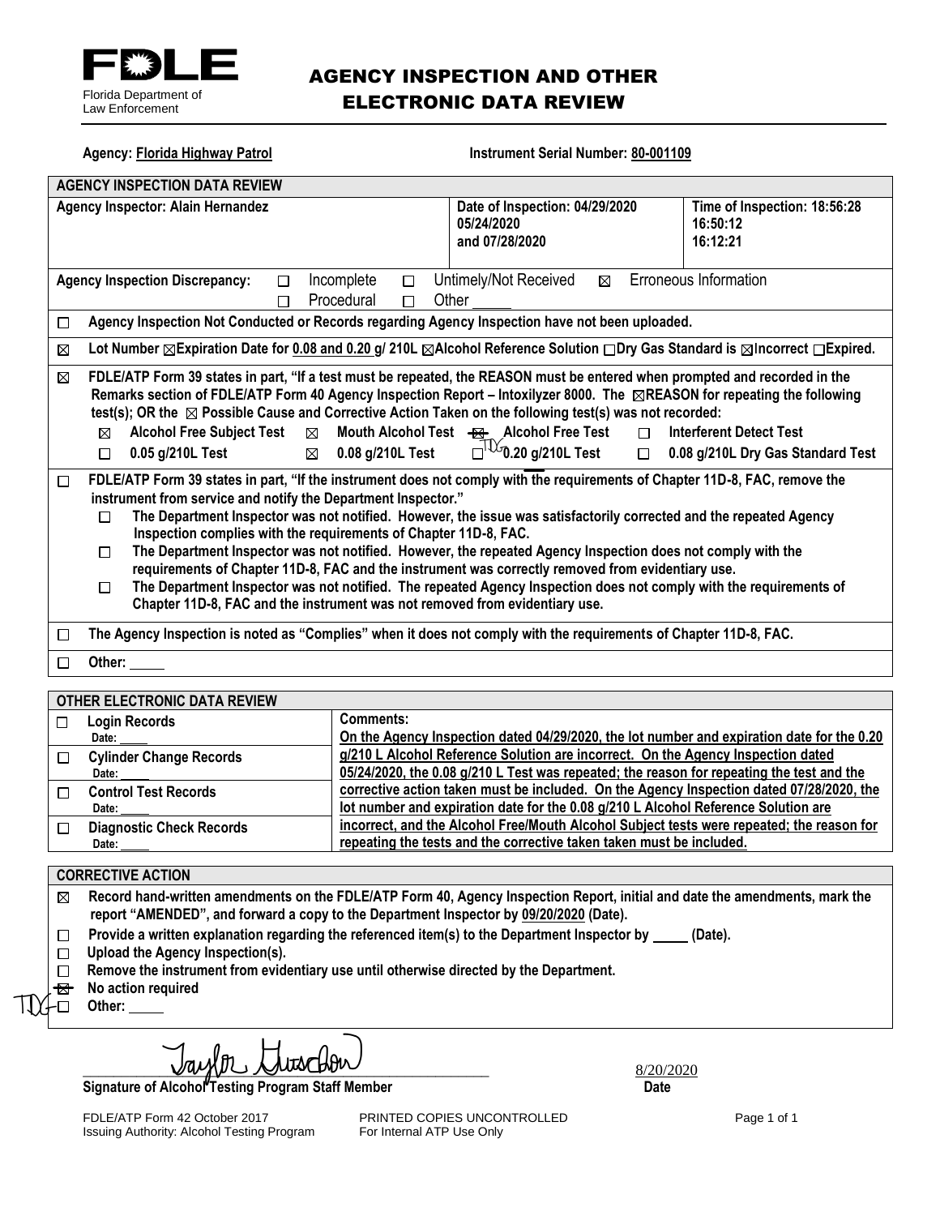**FDLE** Florida Department of Law Enforcement

# AGENCY INSPECTION AND OTHER ELECTRONIC DATA REVIEW

**Agency: Florida Highway Patrol** **Instrument Serial Number: 80-001109**

| **AGENCY INSPECTION DATA REVIEW** | | |
|---|---|---|
| **Agency Inspector: Alain Hernandez** | **Date of Inspection: 04/29/2020 05/24/2020 and 07/28/2020** | **Time of Inspection: 18:56:28 16:50:12 16:12:21** |

**Agency Inspection Discrepancy:** ☐ Incomplete ☐ Untimely/Not Received ☒ Erroneous Information ☐ Procedural ☐ Other ____

☐ **Agency Inspection Not Conducted or Records regarding Agency Inspection have not been uploaded.**

☒ **Lot Number ☒Expiration Date for 0.08 and 0.20 g/ 210L ☒Alcohol Reference Solution ☐Dry Gas Standard is ☒Incorrect ☐Expired.**

☒ **FDLE/ATP Form 39 states in part, "If a test must be repeated, the REASON must be entered when prompted and recorded in the Remarks section of FDLE/ATP Form 40 Agency Inspection Report – Intoxilyzer 8000. The ☒REASON for repeating the following test(s); OR the ☒ Possible Cause and Corrective Action Taken on the following test(s) was not recorded:**

- ☒ **Alcohol Free Subject Test** ☒ **Mouth Alcohol Test** ~~☒~~ **Alcohol Free Test** ☐ **Interferent Detect Test**
- ☐ **0.05 g/210L Test** ☒ **0.08 g/210L Test** ☐ (TDG) **0.20 g/210L Test** ☐ **0.08 g/210L Dry Gas Standard Test**

☐ **FDLE/ATP Form 39 states in part, "If the instrument does not comply with the requirements of Chapter 11D-8, FAC, remove the instrument from service and notify the Department Inspector."**

- ☐ **The Department Inspector was not notified. However, the issue was satisfactorily corrected and the repeated Agency Inspection complies with the requirements of Chapter 11D-8, FAC.**
- ☐ **The Department Inspector was not notified. However, the repeated Agency Inspection does not comply with the requirements of Chapter 11D-8, FAC and the instrument was correctly removed from evidentiary use.**
- ☐ **The Department Inspector was not notified. The repeated Agency Inspection does not comply with the requirements of Chapter 11D-8, FAC and the instrument was not removed from evidentiary use.**

☐ **The Agency Inspection is noted as "Complies" when it does not comply with the requirements of Chapter 11D-8, FAC.**

☐ **Other:** ____

| **OTHER ELECTRONIC DATA REVIEW** | |
|---|---|
| ☐ **Login Records** Date: ____ | **Comments:** On the Agency Inspection dated 04/29/2020, the lot number and expiration date for the 0.20 g/210 L Alcohol Reference Solution are incorrect. On the Agency Inspection dated 05/24/2020, the 0.08 g/210 L Test was repeated; the reason for repeating the test and the corrective action taken must be included. On the Agency Inspection dated 07/28/2020, the lot number and expiration date for the 0.08 g/210 L Alcohol Reference Solution are incorrect, and the Alcohol Free/Mouth Alcohol Subject tests were repeated; the reason for repeating the tests and the corrective taken taken must be included. |
| ☐ **Cylinder Change Records** Date: ____ | |
| ☐ **Control Test Records** Date: ____ | |
| ☐ **Diagnostic Check Records** Date: ____ | |

**CORRECTIVE ACTION**

- ☒ **Record hand-written amendments on the FDLE/ATP Form 40, Agency Inspection Report, initial and date the amendments, mark the report "AMENDED", and forward a copy to the Department Inspector by 09/20/2020 (Date).**
- ☐ **Provide a written explanation regarding the referenced item(s) to the Department Inspector by ____ (Date).**
- ☐ **Upload the Agency Inspection(s).**
- ☐ **Remove the instrument from evidentiary use until otherwise directed by the Department.**
- ~~☒~~ **No action required** (TDG)
- ☐ **Other:** ____

Taylor Gutschow (signature) 8/20/2020

**Signature of Alcohol Testing Program Staff Member** **Date**

FDLE/ATP Form 42 October 2017 PRINTED COPIES UNCONTROLLED
Issuing Authority: Alcohol Testing Program For Internal ATP Use Only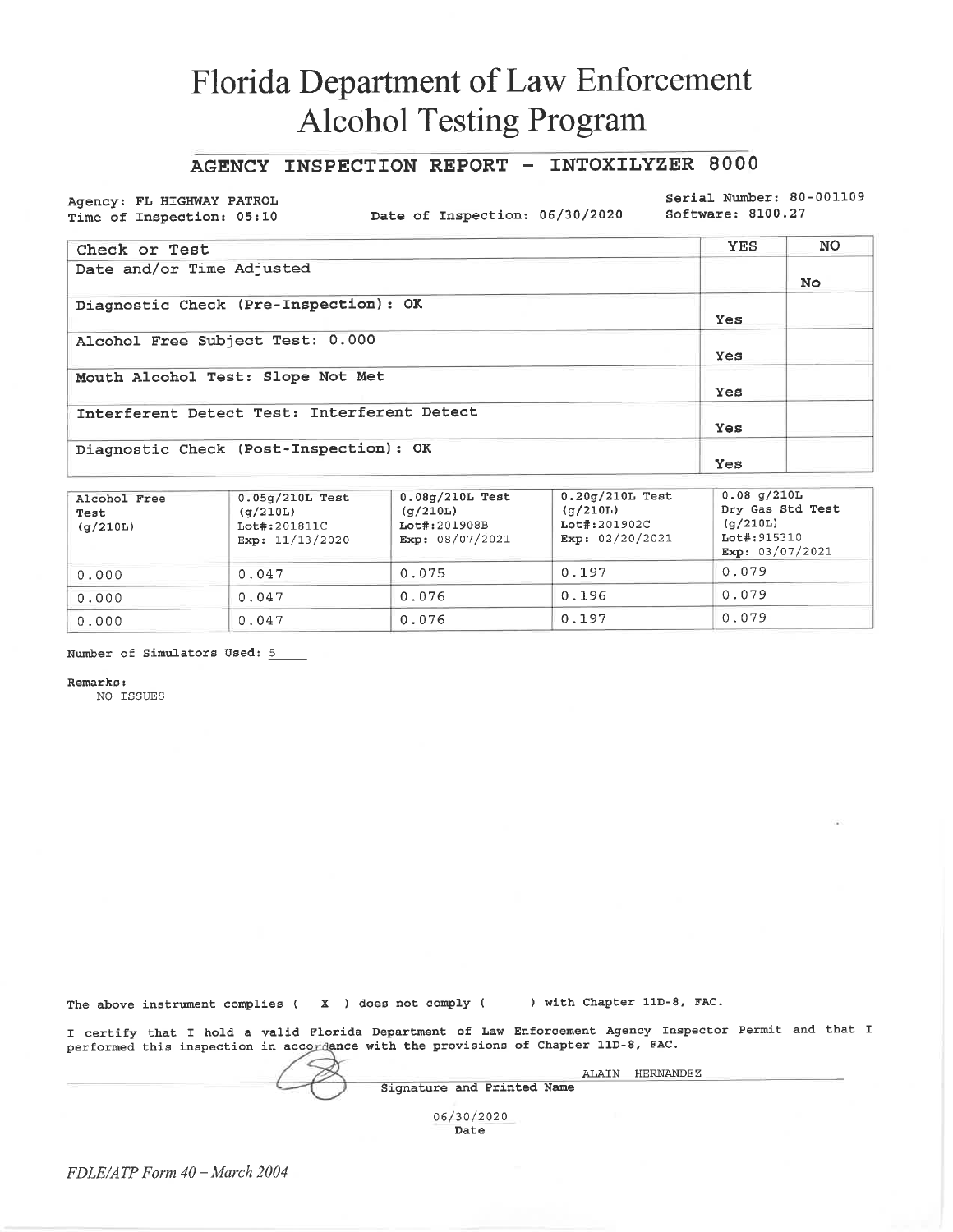# Florida Department of Law Enforcement
# Alcohol Testing Program

## AGENCY INSPECTION REPORT - INTOXILYZER 8000

Agency: FL HIGHWAY PATROL
Time of Inspection: 05:10
Date of Inspection: 06/30/2020
Serial Number: 80-001109
Software: 8100.27

| Check or Test | YES | NO |
|---|---|---|
| Date and/or Time Adjusted | | No |
| Diagnostic Check (Pre-Inspection): OK | Yes | |
| Alcohol Free Subject Test: 0.000 | Yes | |
| Mouth Alcohol Test: Slope Not Met | Yes | |
| Interferent Detect Test: Interferent Detect | Yes | |
| Diagnostic Check (Post-Inspection): OK | Yes | |

| Alcohol Free Test (g/210L) | 0.05g/210L Test (g/210L) Lot#:201811C Exp: 11/13/2020 | 0.08g/210L Test (g/210L) Lot#:201908B Exp: 08/07/2021 | 0.20g/210L Test (g/210L) Lot#:201902C Exp: 02/20/2021 | 0.08 g/210L Dry Gas Std Test (g/210L) Lot#:915310 Exp: 03/07/2021 |
|---|---|---|---|---|
| 0.000 | 0.047 | 0.075 | 0.197 | 0.079 |
| 0.000 | 0.047 | 0.076 | 0.196 | 0.079 |
| 0.000 | 0.047 | 0.076 | 0.197 | 0.079 |

Number of Simulators Used: 5

Remarks:
NO ISSUES

The above instrument complies ( X ) does not comply ( ) with Chapter 11D-8, FAC.

I certify that I hold a valid Florida Department of Law Enforcement Agency Inspector Permit and that I performed this inspection in accordance with the provisions of Chapter 11D-8, FAC.

ALAIN HERNANDEZ
Signature and Printed Name

06/30/2020
Date

*FDLE/ATP Form 40 – March 2004*